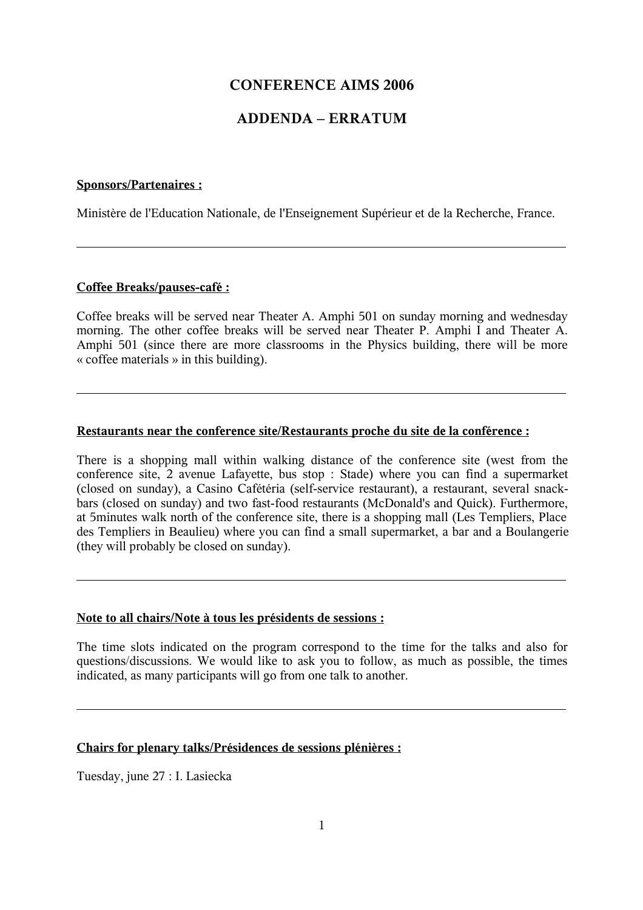# CONFERENCE AIMS 2006

## ADDENDA – ERRATUM

**Sponsors/Partenaires :**

Ministère de l'Education Nationale, de l'Enseignement Supérieur et de la Recherche, France.

---

**Coffee Breaks/pauses-café :**

Coffee breaks will be served near Theater A. Amphi 501 on sunday morning and wednesday morning. The other coffee breaks will be served near Theater P. Amphi I and Theater A. Amphi 501 (since there are more classrooms in the Physics building, there will be more « coffee materials » in this building).

---

**Restaurants near the conference site/Restaurants proche du site de la conférence :**

There is a shopping mall within walking distance of the conference site (west from the conference site, 2 avenue Lafayette, bus stop : Stade) where you can find a supermarket (closed on sunday), a Casino Cafétéria (self-service restaurant), a restaurant, several snack-bars (closed on sunday) and two fast-food restaurants (McDonald's and Quick). Furthermore, at 5minutes walk north of the conference site, there is a shopping mall (Les Templiers, Place des Templiers in Beaulieu) where you can find a small supermarket, a bar and a Boulangerie (they will probably be closed on sunday).

---

**Note to all chairs/Note à tous les présidents de sessions :**

The time slots indicated on the program correspond to the time for the talks and also for questions/discussions. We would like to ask you to follow, as much as possible, the times indicated, as many participants will go from one talk to another.

---

**Chairs for plenary talks/Présidences de sessions plénières :**

Tuesday, june 27 : I. Lasiecka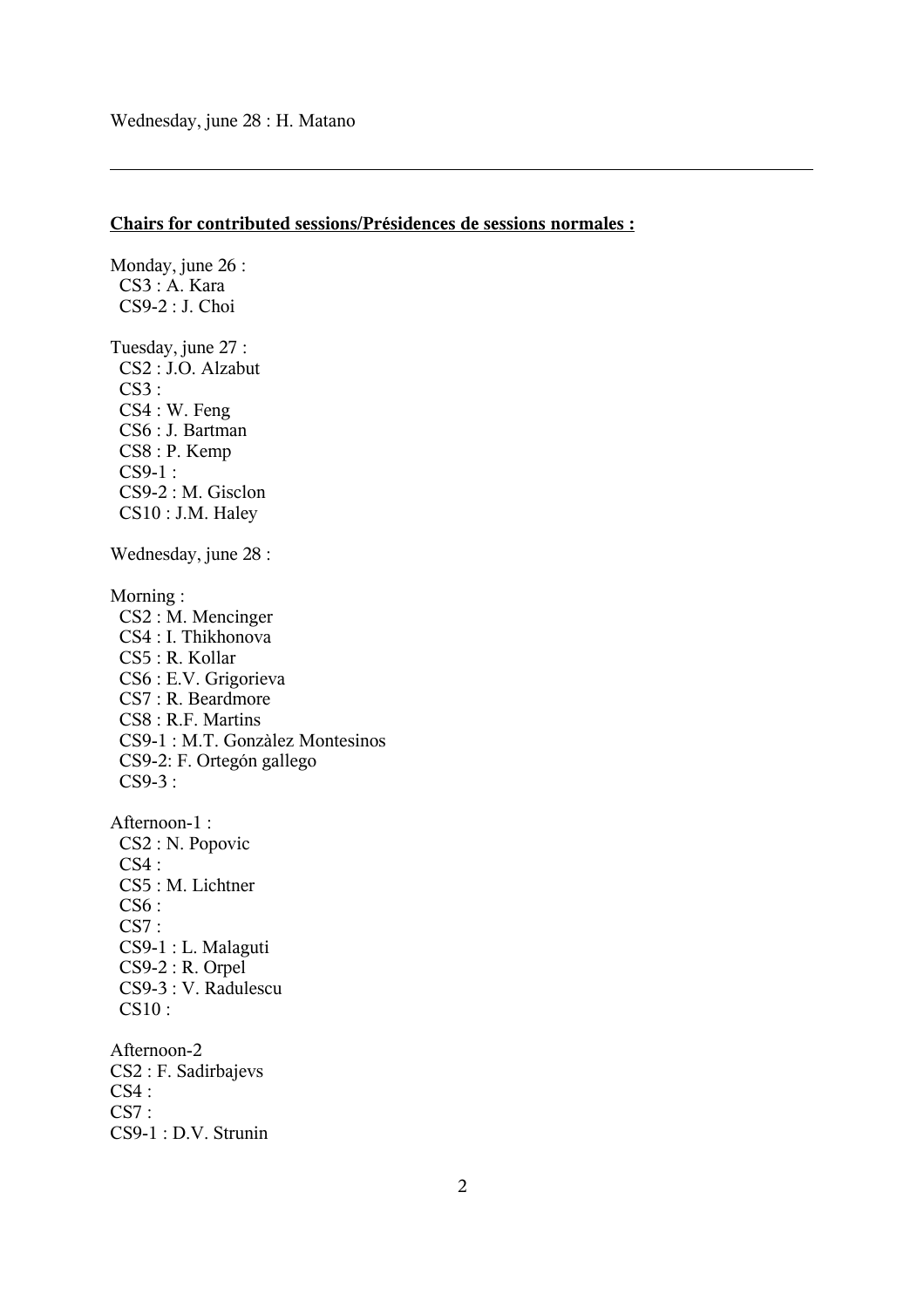Wednesday, june 28 : H. Matano

---

**Chairs for contributed sessions/Présidences de sessions normales :**

Monday, june 26 :
 CS3 : A. Kara
 CS9-2 : J. Choi

Tuesday, june 27 :
 CS2 : J.O. Alzabut
 CS3 :
 CS4 : W. Feng
 CS6 : J. Bartman
 CS8 : P. Kemp
 CS9-1 :
 CS9-2 : M. Gisclon
 CS10 : J.M. Haley

Wednesday, june 28 :

Morning :
 CS2 : M. Mencinger
 CS4 : I. Thikhonova
 CS5 : R. Kollar
 CS6 : E.V. Grigorieva
 CS7 : R. Beardmore
 CS8 : R.F. Martins
 CS9-1 : M.T. Gonzàlez Montesinos
 CS9-2: F. Ortegón gallego
 CS9-3 :

Afternoon-1 :
 CS2 : N. Popovic
 CS4 :
 CS5 : M. Lichtner
 CS6 :
 CS7 :
 CS9-1 : L. Malaguti
 CS9-2 : R. Orpel
 CS9-3 : V. Radulescu
 CS10 :

Afternoon-2
CS2 : F. Sadirbajevs
CS4 :
CS7 :
CS9-1 : D.V. Strunin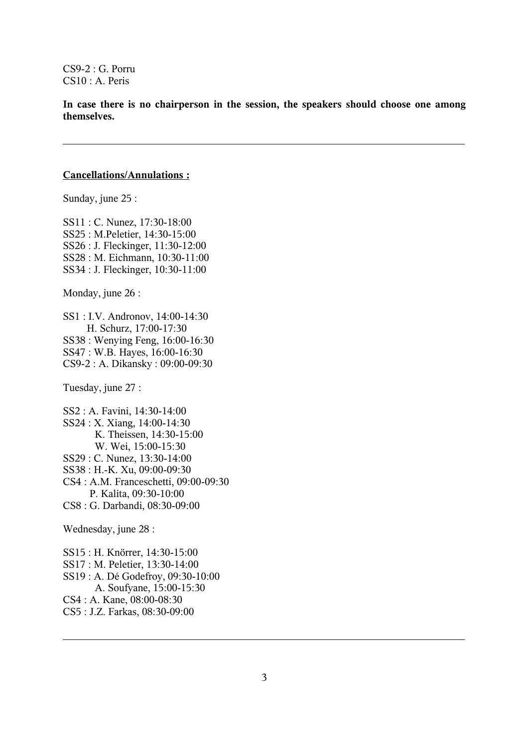CS9-2 : G. Porru
CS10 : A. Peris

**In case there is no chairperson in the session, the speakers should choose one among themselves.**

---

**Cancellations/Annulations :**

Sunday, june 25 :

SS11 : C. Nunez, 17:30-18:00
SS25 : M.Peletier, 14:30-15:00
SS26 : J. Fleckinger, 11:30-12:00
SS28 : M. Eichmann, 10:30-11:00
SS34 : J. Fleckinger, 10:30-11:00

Monday, june 26 :

SS1 : I.V. Andronov, 14:00-14:30
H. Schurz, 17:00-17:30
SS38 : Wenying Feng, 16:00-16:30
SS47 : W.B. Hayes, 16:00-16:30
CS9-2 : A. Dikansky : 09:00-09:30

Tuesday, june 27 :

SS2 : A. Favini, 14:30-14:00
SS24 : X. Xiang, 14:00-14:30
K. Theissen, 14:30-15:00
W. Wei, 15:00-15:30
SS29 : C. Nunez, 13:30-14:00
SS38 : H.-K. Xu, 09:00-09:30
CS4 : A.M. Franceschetti, 09:00-09:30
P. Kalita, 09:30-10:00
CS8 : G. Darbandi, 08:30-09:00

Wednesday, june 28 :

SS15 : H. Knörrer, 14:30-15:00
SS17 : M. Peletier, 13:30-14:00
SS19 : A. Dé Godefroy, 09:30-10:00
A. Soufyane, 15:00-15:30
CS4 : A. Kane, 08:00-08:30
CS5 : J.Z. Farkas, 08:30-09:00

---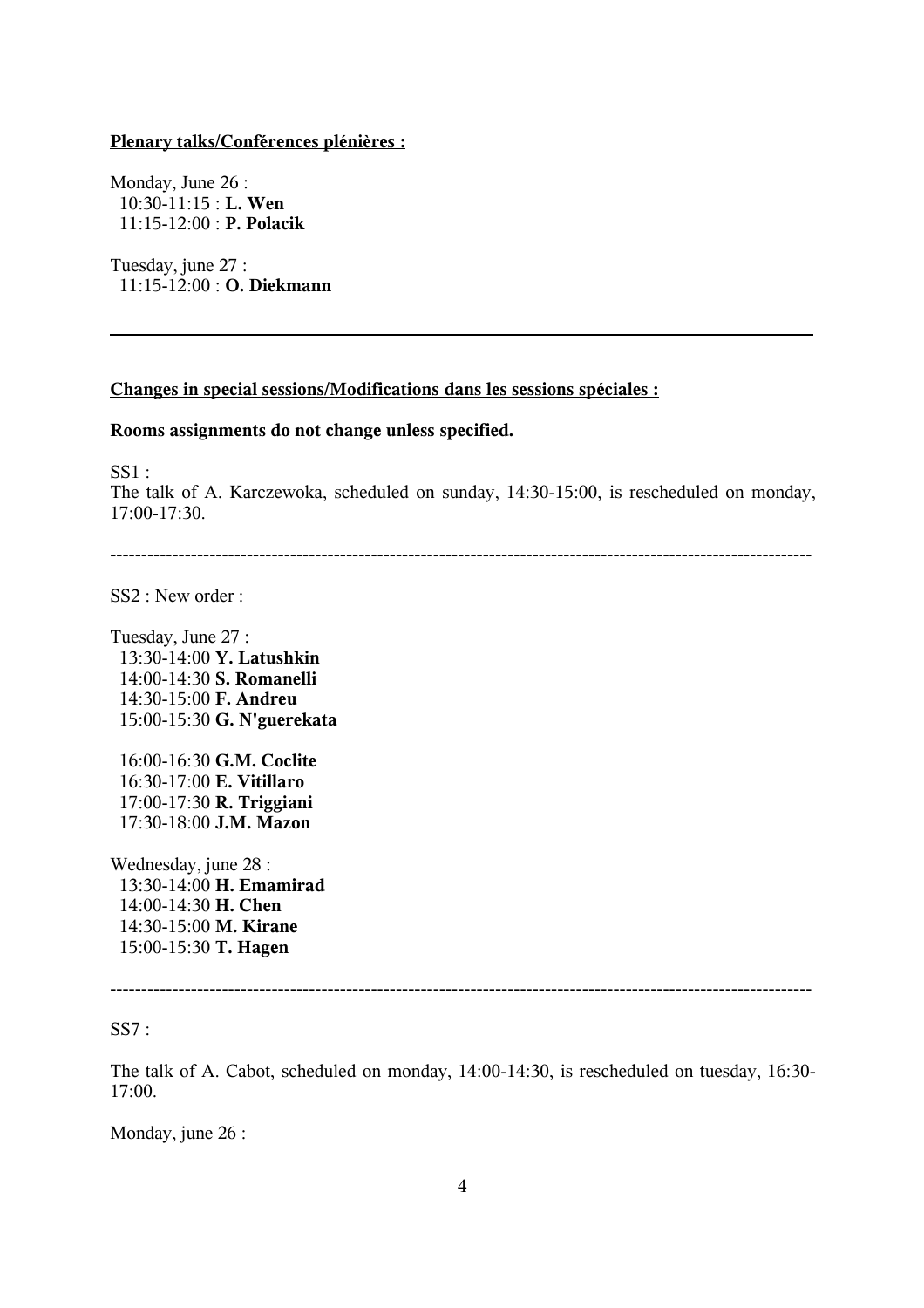**Plenary talks/Conférences plénières :**

Monday, June 26 :
10:30-11:15 : **L. Wen**
11:15-12:00 : **P. Polacik**

Tuesday, june 27 :
11:15-12:00 : **O. Diekmann**

---

**Changes in special sessions/Modifications dans les sessions spéciales :**

**Rooms assignments do not change unless specified.**

SS1 :
The talk of A. Karczewoka, scheduled on sunday, 14:30-15:00, is rescheduled on monday, 17:00-17:30.

---

SS2 : New order :

Tuesday, June 27 :
13:30-14:00 **Y. Latushkin**
14:00-14:30 **S. Romanelli**
14:30-15:00 **F. Andreu**
15:00-15:30 **G. N'guerekata**

16:00-16:30 **G.M. Coclite**
16:30-17:00 **E. Vitillaro**
17:00-17:30 **R. Triggiani**
17:30-18:00 **J.M. Mazon**

Wednesday, june 28 :
13:30-14:00 **H. Emamirad**
14:00-14:30 **H. Chen**
14:30-15:00 **M. Kirane**
15:00-15:30 **T. Hagen**

---

SS7 :

The talk of A. Cabot, scheduled on monday, 14:00-14:30, is rescheduled on tuesday, 16:30-17:00.

Monday, june 26 :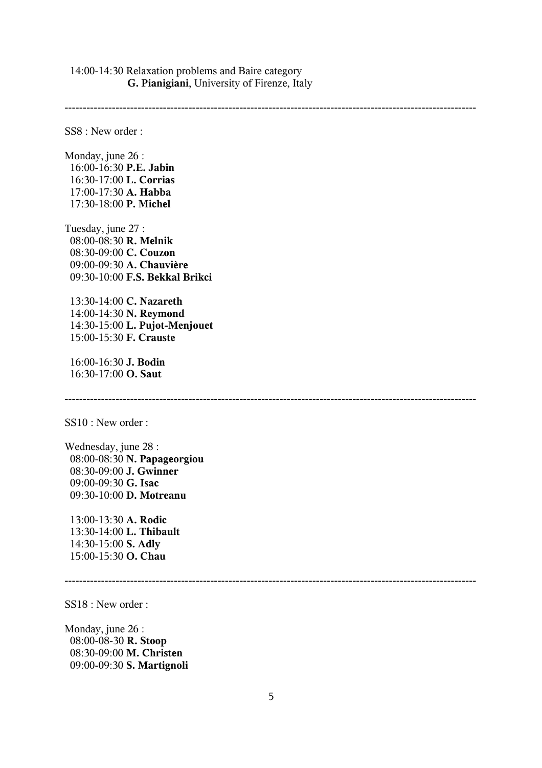14:00-14:30 Relaxation problems and Baire category
**G. Pianigiani**, University of Firenze, Italy

---

SS8 : New order :

Monday, june 26 :
16:00-16:30 **P.E. Jabin**
16:30-17:00 **L. Corrias**
17:00-17:30 **A. Habba**
17:30-18:00 **P. Michel**

Tuesday, june 27 :
08:00-08:30 **R. Melnik**
08:30-09:00 **C. Couzon**
09:00-09:30 **A. Chauvière**
09:30-10:00 **F.S. Bekkal Brikci**

13:30-14:00 **C. Nazareth**
14:00-14:30 **N. Reymond**
14:30-15:00 **L. Pujot-Menjouet**
15:00-15:30 **F. Crauste**

16:00-16:30 **J. Bodin**
16:30-17:00 **O. Saut**

---

SS10 : New order :

Wednesday, june 28 :
08:00-08:30 **N. Papageorgiou**
08:30-09:00 **J. Gwinner**
09:00-09:30 **G. Isac**
09:30-10:00 **D. Motreanu**

13:00-13:30 **A. Rodic**
13:30-14:00 **L. Thibault**
14:30-15:00 **S. Adly**
15:00-15:30 **O. Chau**

---

SS18 : New order :

Monday, june 26 :
08:00-08-30 **R. Stoop**
08:30-09:00 **M. Christen**
09:00-09:30 **S. Martignoli**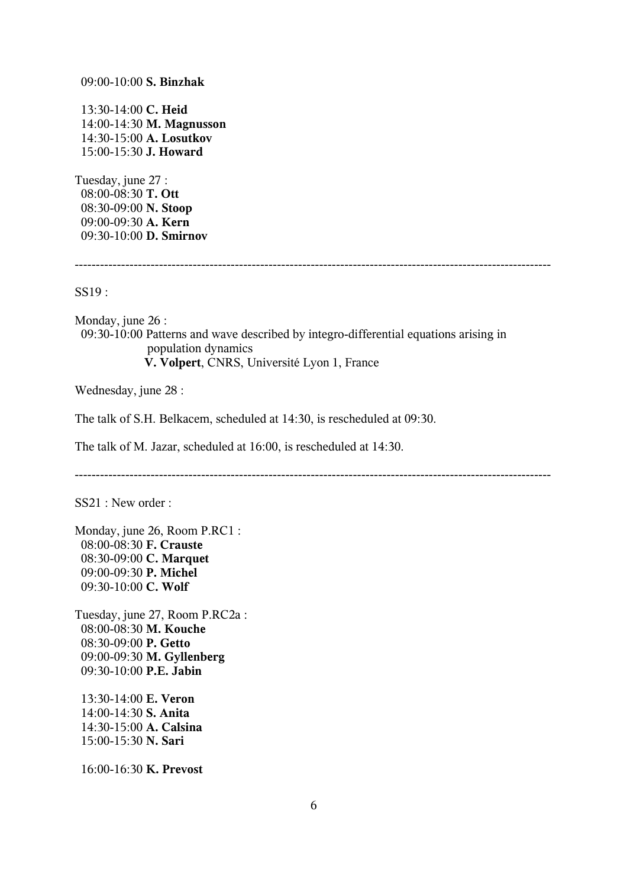09:00-10:00 **S. Binzhak**

13:30-14:00 **C. Heid**
14:00-14:30 **M. Magnusson**
14:30-15:00 **A. Losutkov**
15:00-15:30 **J. Howard**

Tuesday, june 27 :
08:00-08:30 **T. Ott**
08:30-09:00 **N. Stoop**
09:00-09:30 **A. Kern**
09:30-10:00 **D. Smirnov**

---

SS19 :

Monday, june 26 :
09:30-10:00 Patterns and wave described by integro-differential equations arising in population dynamics
**V. Volpert**, CNRS, Université Lyon 1, France

Wednesday, june 28 :

The talk of S.H. Belkacem, scheduled at 14:30, is rescheduled at 09:30.

The talk of M. Jazar, scheduled at 16:00, is rescheduled at 14:30.

---

SS21 : New order :

Monday, june 26, Room P.RC1 :
08:00-08:30 **F. Crauste**
08:30-09:00 **C. Marquet**
09:00-09:30 **P. Michel**
09:30-10:00 **C. Wolf**

Tuesday, june 27, Room P.RC2a :
08:00-08:30 **M. Kouche**
08:30-09:00 **P. Getto**
09:00-09:30 **M. Gyllenberg**
09:30-10:00 **P.E. Jabin**

13:30-14:00 **E. Veron**
14:00-14:30 **S. Anita**
14:30-15:00 **A. Calsina**
15:00-15:30 **N. Sari**

16:00-16:30 **K. Prevost**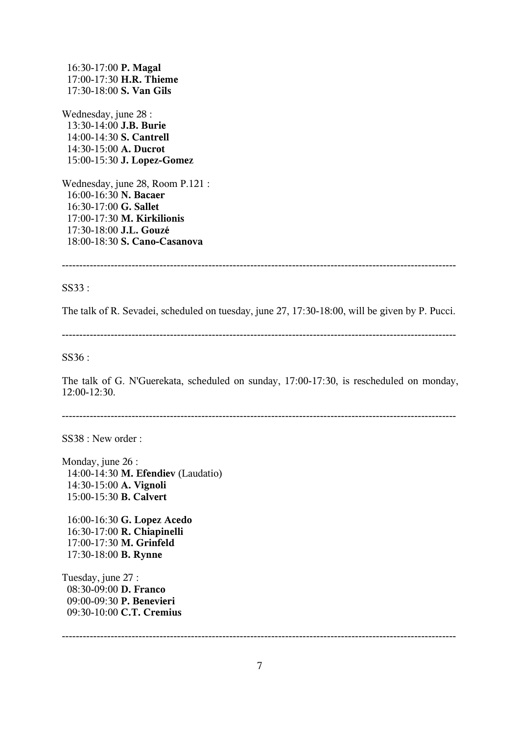16:30-17:00 **P. Magal**
17:00-17:30 **H.R. Thieme**
17:30-18:00 **S. Van Gils**

Wednesday, june 28 :
13:30-14:00 **J.B. Burie**
14:00-14:30 **S. Cantrell**
14:30-15:00 **A. Ducrot**
15:00-15:30 **J. Lopez-Gomez**

Wednesday, june 28, Room P.121 :
16:00-16:30 **N. Bacaer**
16:30-17:00 **G. Sallet**
17:00-17:30 **M. Kirkilionis**
17:30-18:00 **J.L. Gouzé**
18:00-18:30 **S. Cano-Casanova**

---

SS33 :

The talk of R. Sevadei, scheduled on tuesday, june 27, 17:30-18:00, will be given by P. Pucci.

---

SS36 :

The talk of G. N'Guerekata, scheduled on sunday, 17:00-17:30, is rescheduled on monday, 12:00-12:30.

---

SS38 : New order :

Monday, june 26 :
14:00-14:30 **M. Efendiev** (Laudatio)
14:30-15:00 **A. Vignoli**
15:00-15:30 **B. Calvert**

16:00-16:30 **G. Lopez Acedo**
16:30-17:00 **R. Chiapinelli**
17:00-17:30 **M. Grinfeld**
17:30-18:00 **B. Rynne**

Tuesday, june 27 :
08:30-09:00 **D. Franco**
09:00-09:30 **P. Benevieri**
09:30-10:00 **C.T. Cremius**

---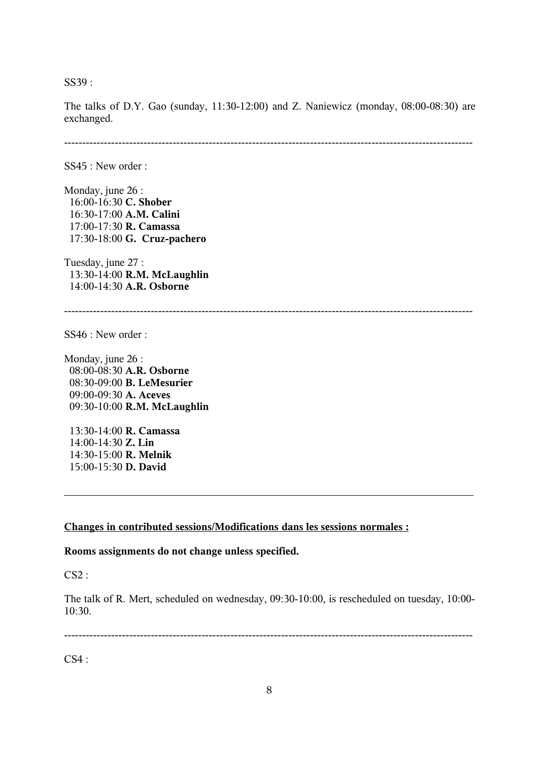SS39 :

The talks of D.Y. Gao (sunday, 11:30-12:00) and Z. Naniewicz (monday, 08:00-08:30) are exchanged.

---

SS45 : New order :

Monday, june 26 :
- 16:00-16:30 **C. Shober**
- 16:30-17:00 **A.M. Calini**
- 17:00-17:30 **R. Camassa**
- 17:30-18:00 **G. Cruz-pachero**

Tuesday, june 27 :
- 13:30-14:00 **R.M. McLaughlin**
- 14:00-14:30 **A.R. Osborne**

---

SS46 : New order :

Monday, june 26 :
- 08:00-08:30 **A.R. Osborne**
- 08:30-09:00 **B. LeMesurier**
- 09:00-09:30 **A. Aceves**
- 09:30-10:00 **R.M. McLaughlin**

- 13:30-14:00 **R. Camassa**
- 14:00-14:30 **Z. Lin**
- 14:30-15:00 **R. Melnik**
- 15:00-15:30 **D. David**

---

**Changes in contributed sessions/Modifications dans les sessions normales :**

**Rooms assignments do not change unless specified.**

CS2 :

The talk of R. Mert, scheduled on wednesday, 09:30-10:00, is rescheduled on tuesday, 10:00-10:30.

---

CS4 :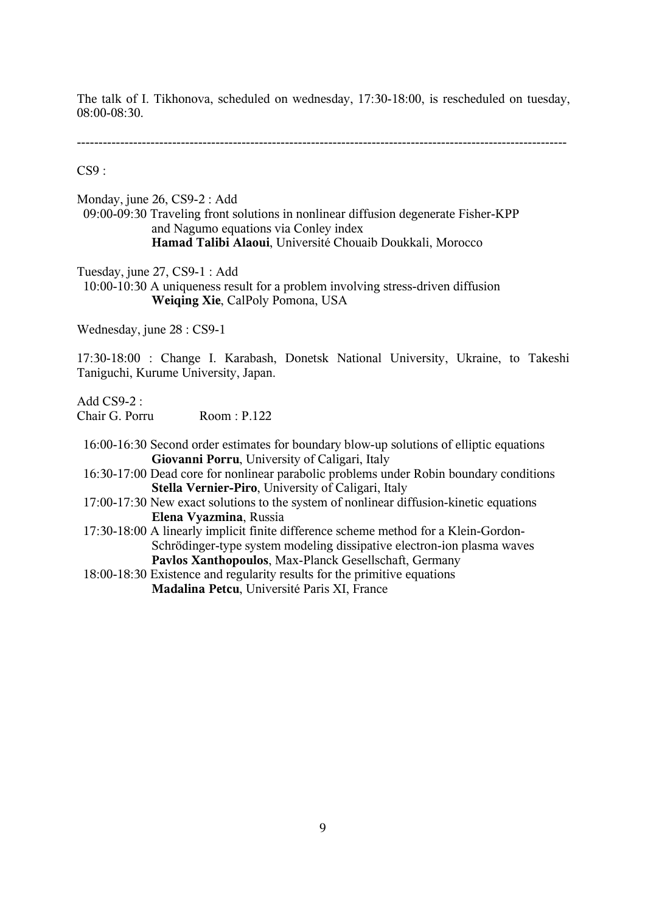The talk of I. Tikhonova, scheduled on wednesday, 17:30-18:00, is rescheduled on tuesday, 08:00-08:30.

---

CS9 :

Monday, june 26, CS9-2 : Add

09:00-09:30 Traveling front solutions in nonlinear diffusion degenerate Fisher-KPP and Nagumo equations via Conley index
**Hamad Talibi Alaoui**, Université Chouaib Doukkali, Morocco

Tuesday, june 27, CS9-1 : Add

10:00-10:30 A uniqueness result for a problem involving stress-driven diffusion
**Weiqing Xie**, CalPoly Pomona, USA

Wednesday, june 28 : CS9-1

17:30-18:00 : Change I. Karabash, Donetsk National University, Ukraine, to Takeshi Taniguchi, Kurume University, Japan.

Add CS9-2 :
Chair G. Porru Room : P.122

16:00-16:30 Second order estimates for boundary blow-up solutions of elliptic equations
**Giovanni Porru**, University of Caligari, Italy

16:30-17:00 Dead core for nonlinear parabolic problems under Robin boundary conditions
**Stella Vernier-Piro**, University of Caligari, Italy

17:00-17:30 New exact solutions to the system of nonlinear diffusion-kinetic equations
**Elena Vyazmina**, Russia

17:30-18:00 A linearly implicit finite difference scheme method for a Klein-Gordon-Schrödinger-type system modeling dissipative electron-ion plasma waves
**Pavlos Xanthopoulos**, Max-Planck Gesellschaft, Germany

18:00-18:30 Existence and regularity results for the primitive equations
**Madalina Petcu**, Université Paris XI, France